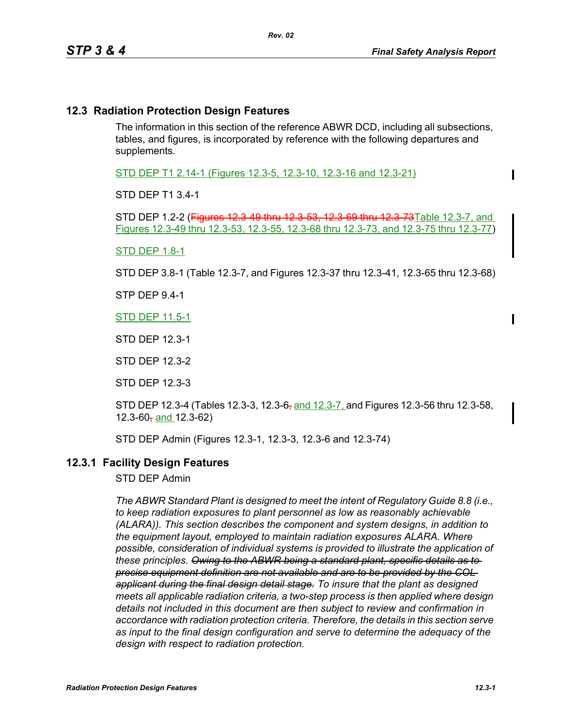## 12.3 Radiation Protection Design Features

The information in this section of the reference ABWR DCD, including all subsections, tables, and figures, is incorporated by reference with the following departures and supplements.

STD DEP T1 2.14-1 (Figures 12.3-5, 12.3-10, 12.3-16 and 12.3-21)

STD DEP T1 3.4-1

STD DEP 1.2-2 (~~Figures 12.3-49 thru 12.3-53, 12.3-69 thru 12.3-73~~Table 12.3-7, and Figures 12.3-49 thru 12.3-53, 12.3-55, 12.3-68 thru 12.3-73, and 12.3-75 thru 12.3-77)

STD DEP 1.8-1

STD DEP 3.8-1 (Table 12.3-7, and Figures 12.3-37 thru 12.3-41, 12.3-65 thru 12.3-68)

STP DEP 9.4-1

STD DEP 11.5-1

STD DEP 12.3-1

STD DEP 12.3-2

STD DEP 12.3-3

STD DEP 12.3-4 (Tables 12.3-3, 12.3-6~~,~~ and 12.3-7, and Figures 12.3-56 thru 12.3-58, 12.3-60~~,~~ and 12.3-62)

STD DEP Admin (Figures 12.3-1, 12.3-3, 12.3-6 and 12.3-74)

### 12.3.1 Facility Design Features

STD DEP Admin

*The ABWR Standard Plant is designed to meet the intent of Regulatory Guide 8.8 (i.e., to keep radiation exposures to plant personnel as low as reasonably achievable (ALARA)). This section describes the component and system designs, in addition to the equipment layout, employed to maintain radiation exposures ALARA. Where possible, consideration of individual systems is provided to illustrate the application of these principles. ~~Owing to the ABWR being a standard plant, specific details as to precise equipment definition are not available and are to be provided by the COL applicant during the final design detail stage.~~ To insure that the plant as designed meets all applicable radiation criteria, a two-step process is then applied where design details not included in this document are then subject to review and confirmation in accordance with radiation protection criteria. Therefore, the details in this section serve as input to the final design configuration and serve to determine the adequacy of the design with respect to radiation protection.*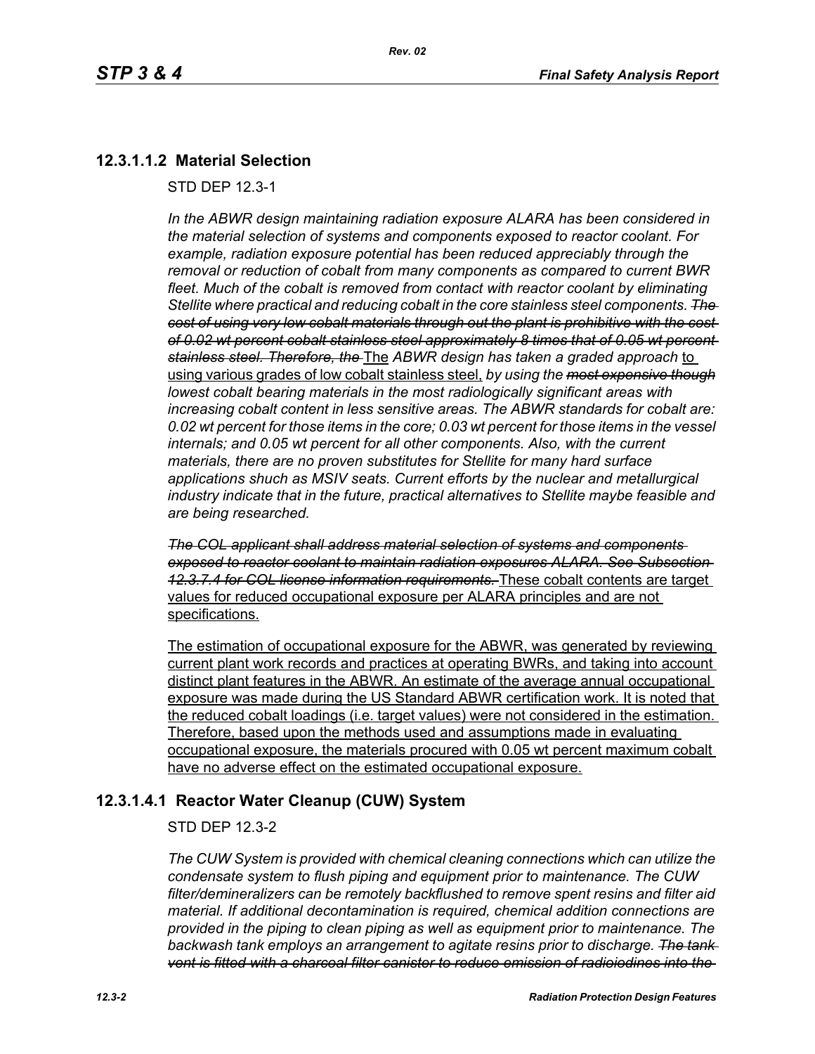## 12.3.1.1.2 Material Selection

STD DEP 12.3-1

*In the ABWR design maintaining radiation exposure ALARA has been considered in the material selection of systems and components exposed to reactor coolant. For example, radiation exposure potential has been reduced appreciably through the removal or reduction of cobalt from many components as compared to current BWR fleet. Much of the cobalt is removed from contact with reactor coolant by eliminating Stellite where practical and reducing cobalt in the core stainless steel components.* ~~*The cost of using very low cobalt materials through out the plant is prohibitive with the cost of 0.02 wt percent cobalt stainless steel approximately 8 times that of 0.05 wt percent stainless steel. Therefore, the*~~ The *ABWR design has taken a graded approach* to using various grades of low cobalt stainless steel, *by using the* ~~*most expensive though*~~ *lowest cobalt bearing materials in the most radiologically significant areas with increasing cobalt content in less sensitive areas. The ABWR standards for cobalt are: 0.02 wt percent for those items in the core; 0.03 wt percent for those items in the vessel internals; and 0.05 wt percent for all other components. Also, with the current materials, there are no proven substitutes for Stellite for many hard surface applications shuch as MSIV seats. Current efforts by the nuclear and metallurgical industry indicate that in the future, practical alternatives to Stellite maybe feasible and are being researched.*

~~*The COL applicant shall address material selection of systems and components exposed to reactor coolant to maintain radiation exposures ALARA. See Subsection 12.3.7.4 for COL license information requirements.*~~ These cobalt contents are target values for reduced occupational exposure per ALARA principles and are not specifications.

The estimation of occupational exposure for the ABWR, was generated by reviewing current plant work records and practices at operating BWRs, and taking into account distinct plant features in the ABWR. An estimate of the average annual occupational exposure was made during the US Standard ABWR certification work. It is noted that the reduced cobalt loadings (i.e. target values) were not considered in the estimation. Therefore, based upon the methods used and assumptions made in evaluating occupational exposure, the materials procured with 0.05 wt percent maximum cobalt have no adverse effect on the estimated occupational exposure.

## 12.3.1.4.1 Reactor Water Cleanup (CUW) System

STD DEP 12.3-2

*The CUW System is provided with chemical cleaning connections which can utilize the condensate system to flush piping and equipment prior to maintenance. The CUW filter/demineralizers can be remotely backflushed to remove spent resins and filter aid material. If additional decontamination is required, chemical addition connections are provided in the piping to clean piping as well as equipment prior to maintenance. The backwash tank employs an arrangement to agitate resins prior to discharge.* ~~*The tank vent is fitted with a charcoal filter canister to reduce emission of radioiodines into the*~~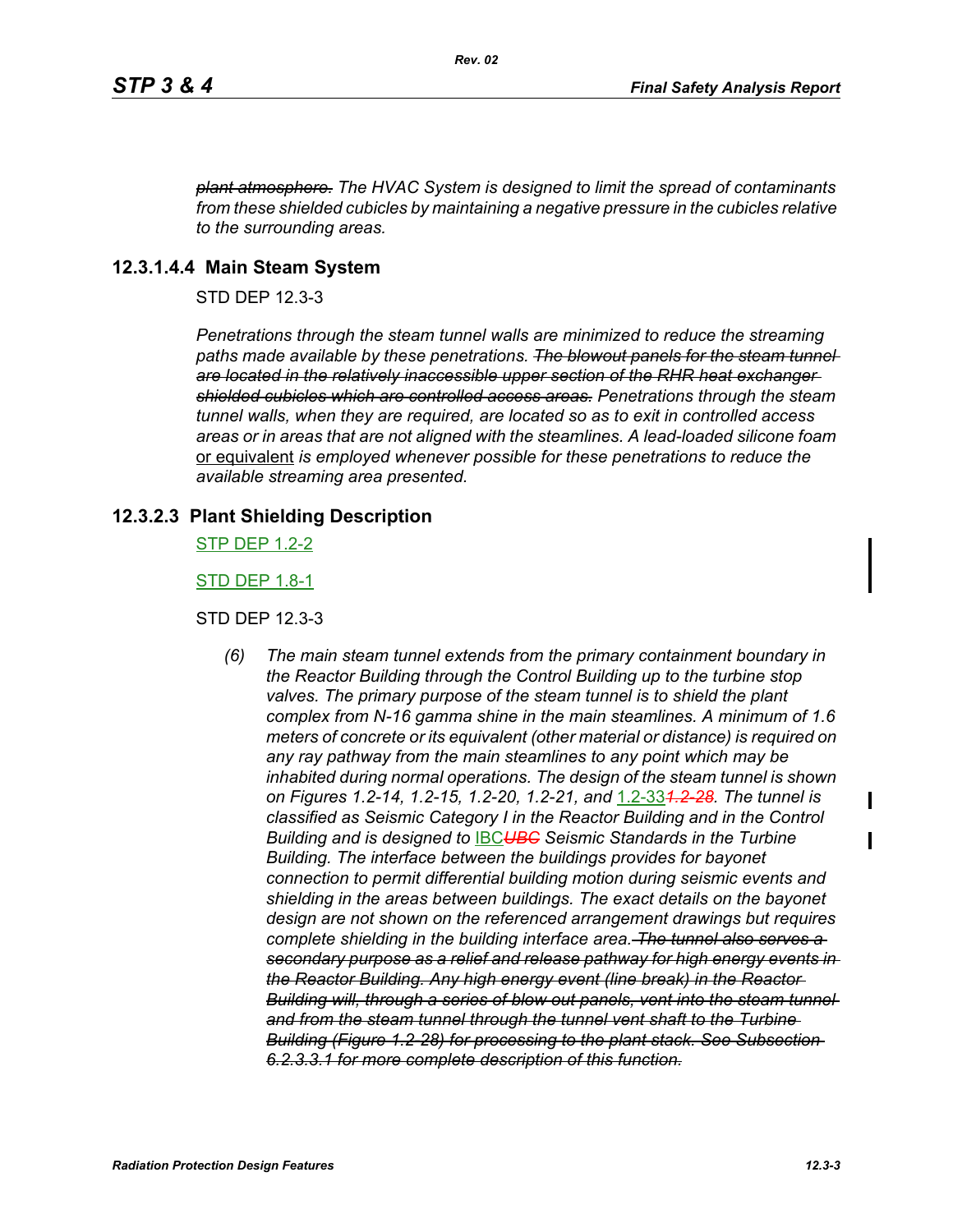~~*plant atmosphere.*~~ *The HVAC System is designed to limit the spread of contaminants from these shielded cubicles by maintaining a negative pressure in the cubicles relative to the surrounding areas.*

### 12.3.1.4.4 Main Steam System

STD DEP 12.3-3

*Penetrations through the steam tunnel walls are minimized to reduce the streaming paths made available by these penetrations.* ~~*The blowout panels for the steam tunnel are located in the relatively inaccessible upper section of the RHR heat exchanger shielded cubicles which are controlled access areas.*~~ *Penetrations through the steam tunnel walls, when they are required, are located so as to exit in controlled access areas or in areas that are not aligned with the steamlines. A lead-loaded silicone foam* or equivalent *is employed whenever possible for these penetrations to reduce the available streaming area presented.*

### 12.3.2.3 Plant Shielding Description

STP DEP 1.2-2

STD DEP 1.8-1

STD DEP 12.3-3

(6) *The main steam tunnel extends from the primary containment boundary in the Reactor Building through the Control Building up to the turbine stop valves. The primary purpose of the steam tunnel is to shield the plant complex from N-16 gamma shine in the main steamlines. A minimum of 1.6 meters of concrete or its equivalent (other material or distance) is required on any ray pathway from the main steamlines to any point which may be inhabited during normal operations. The design of the steam tunnel is shown on Figures 1.2-14, 1.2-15, 1.2-20, 1.2-21, and* 1.2-33~~*1.2-28*~~*. The tunnel is classified as Seismic Category I in the Reactor Building and in the Control Building and is designed to* IBC~~*UBC*~~ *Seismic Standards in the Turbine Building. The interface between the buildings provides for bayonet connection to permit differential building motion during seismic events and shielding in the areas between buildings. The exact details on the bayonet design are not shown on the referenced arrangement drawings but requires complete shielding in the building interface area.* ~~*The tunnel also serves a secondary purpose as a relief and release pathway for high energy events in the Reactor Building. Any high energy event (line break) in the Reactor Building will, through a series of blow out panels, vent into the steam tunnel and from the steam tunnel through the tunnel vent shaft to the Turbine Building (Figure 1.2-28) for processing to the plant stack. See Subsection 6.2.3.3.1 for more complete description of this function.*~~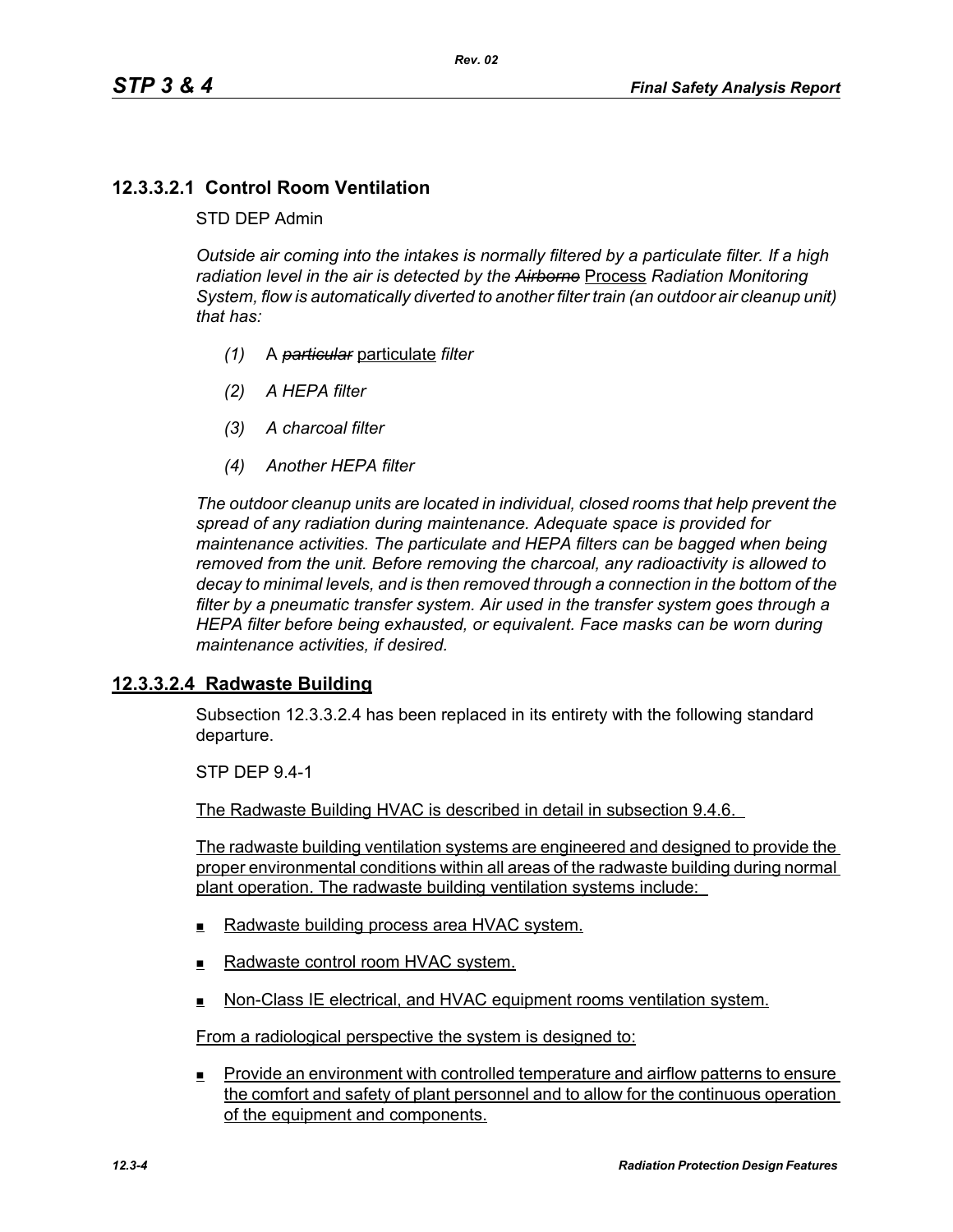### 12.3.3.2.1 Control Room Ventilation

STD DEP Admin

*Outside air coming into the intakes is normally filtered by a particulate filter. If a high radiation level in the air is detected by the ~~Airborne~~* Process *Radiation Monitoring System, flow is automatically diverted to another filter train (an outdoor air cleanup unit) that has:*

*(1)* A ~~*particular*~~ particulate *filter*

*(2) A HEPA filter*

*(3) A charcoal filter*

*(4) Another HEPA filter*

*The outdoor cleanup units are located in individual, closed rooms that help prevent the spread of any radiation during maintenance. Adequate space is provided for maintenance activities. The particulate and HEPA filters can be bagged when being removed from the unit. Before removing the charcoal, any radioactivity is allowed to decay to minimal levels, and is then removed through a connection in the bottom of the filter by a pneumatic transfer system. Air used in the transfer system goes through a HEPA filter before being exhausted, or equivalent. Face masks can be worn during maintenance activities, if desired.*

### 12.3.3.2.4 Radwaste Building

Subsection 12.3.3.2.4 has been replaced in its entirety with the following standard departure.

STP DEP 9.4-1

The Radwaste Building HVAC is described in detail in subsection 9.4.6.

The radwaste building ventilation systems are engineered and designed to provide the proper environmental conditions within all areas of the radwaste building during normal plant operation. The radwaste building ventilation systems include:

- Radwaste building process area HVAC system.
- Radwaste control room HVAC system.
- Non-Class IE electrical, and HVAC equipment rooms ventilation system.

From a radiological perspective the system is designed to:

- Provide an environment with controlled temperature and airflow patterns to ensure the comfort and safety of plant personnel and to allow for the continuous operation of the equipment and components.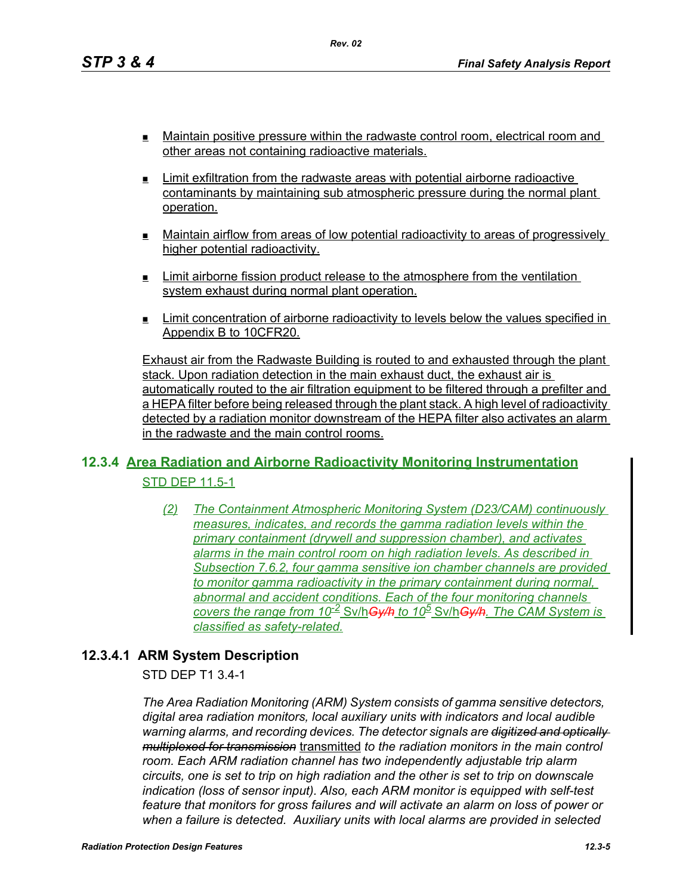- Maintain positive pressure within the radwaste control room, electrical room and other areas not containing radioactive materials.
- Limit exfiltration from the radwaste areas with potential airborne radioactive contaminants by maintaining sub atmospheric pressure during the normal plant operation.
- Maintain airflow from areas of low potential radioactivity to areas of progressively higher potential radioactivity.
- Limit airborne fission product release to the atmosphere from the ventilation system exhaust during normal plant operation.
- Limit concentration of airborne radioactivity to levels below the values specified in Appendix B to 10CFR20.

Exhaust air from the Radwaste Building is routed to and exhausted through the plant stack. Upon radiation detection in the main exhaust duct, the exhaust air is automatically routed to the air filtration equipment to be filtered through a prefilter and a HEPA filter before being released through the plant stack. A high level of radioactivity detected by a radiation monitor downstream of the HEPA filter also activates an alarm in the radwaste and the main control rooms.

## 12.3.4 Area Radiation and Airborne Radioactivity Monitoring Instrumentation

STD DEP 11.5-1

*(2) The Containment Atmospheric Monitoring System (D23/CAM) continuously measures, indicates, and records the gamma radiation levels within the primary containment (drywell and suppression chamber), and activates alarms in the main control room on high radiation levels. As described in Subsection 7.6.2, four gamma sensitive ion chamber channels are provided to monitor gamma radioactivity in the primary containment during normal, abnormal and accident conditions. Each of the four monitoring channels covers the range from $10^{-2}$ Sv/h ~~Gy/h~~ to $10^{5}$ Sv/h ~~Gy/h~~. The CAM System is classified as safety-related.*

### 12.3.4.1 ARM System Description

STD DEP T1 3.4-1

*The Area Radiation Monitoring (ARM) System consists of gamma sensitive detectors, digital area radiation monitors, local auxiliary units with indicators and local audible warning alarms, and recording devices. The detector signals are ~~digitized and optically multiplexed for transmission~~* transmitted *to the radiation monitors in the main control room. Each ARM radiation channel has two independently adjustable trip alarm circuits, one is set to trip on high radiation and the other is set to trip on downscale indication (loss of sensor input). Also, each ARM monitor is equipped with self-test feature that monitors for gross failures and will activate an alarm on loss of power or when a failure is detected. Auxiliary units with local alarms are provided in selected*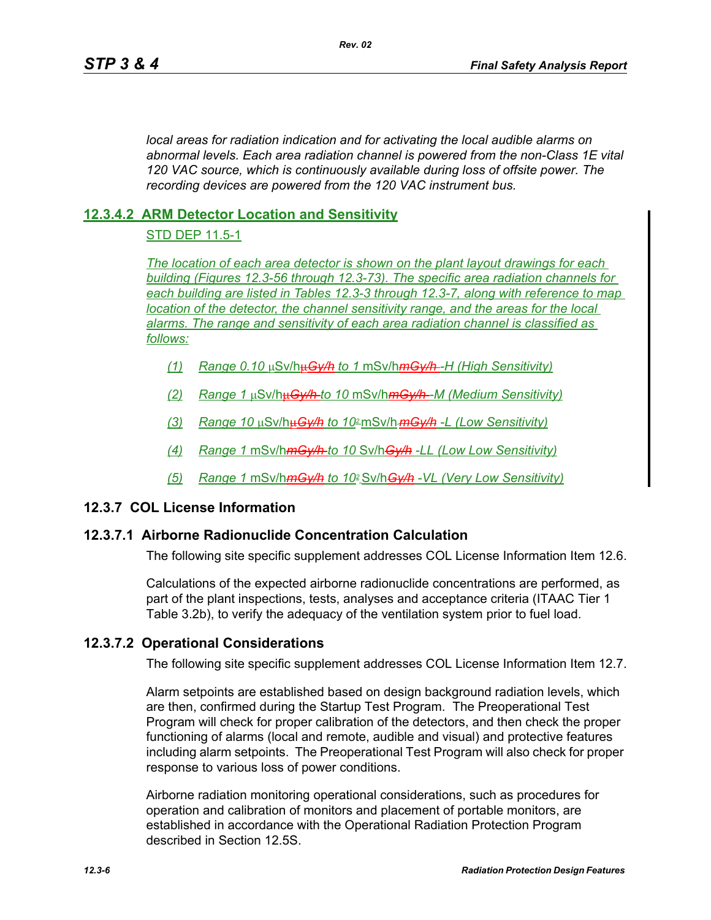*local areas for radiation indication and for activating the local audible alarms on abnormal levels. Each area radiation channel is powered from the non-Class 1E vital 120 VAC source, which is continuously available during loss of offsite power. The recording devices are powered from the 120 VAC instrument bus.*

### 12.3.4.2 ARM Detector Location and Sensitivity

STD DEP 11.5-1

*The location of each area detector is shown on the plant layout drawings for each building (Figures 12.3-56 through 12.3-73). The specific area radiation channels for each building are listed in Tables 12.3-3 through 12.3-7, along with reference to map location of the detector, the channel sensitivity range, and the areas for the local alarms. The range and sensitivity of each area radiation channel is classified as follows:*

*(1) Range 0.10* μSv/h~~μGy/h~~ *to 1* mSv/h~~mGy/h~~ *-H (High Sensitivity)*

*(2) Range 1* μSv/h~~μGy/h~~ *to 10* mSv/h~~mGy/h~~ *-M (Medium Sensitivity)*

*(3) Range 10* μSv/h~~μGy/h~~ *to* $10^2$ mSv/h ~~mGy/h~~ *-L (Low Sensitivity)*

*(4) Range 1* mSv/h~~mGy/h~~ *to 10* Sv/h~~Gy/h~~ *-LL (Low Low Sensitivity)*

*(5) Range 1* mSv/h~~mGy/h~~ *to* $10^2$ Sv/h~~Gy/h~~ *-VL (Very Low Sensitivity)*

## 12.3.7 COL License Information

### 12.3.7.1 Airborne Radionuclide Concentration Calculation

The following site specific supplement addresses COL License Information Item 12.6.

Calculations of the expected airborne radionuclide concentrations are performed, as part of the plant inspections, tests, analyses and acceptance criteria (ITAAC Tier 1 Table 3.2b), to verify the adequacy of the ventilation system prior to fuel load.

### 12.3.7.2 Operational Considerations

The following site specific supplement addresses COL License Information Item 12.7.

Alarm setpoints are established based on design background radiation levels, which are then, confirmed during the Startup Test Program. The Preoperational Test Program will check for proper calibration of the detectors, and then check the proper functioning of alarms (local and remote, audible and visual) and protective features including alarm setpoints. The Preoperational Test Program will also check for proper response to various loss of power conditions.

Airborne radiation monitoring operational considerations, such as procedures for operation and calibration of monitors and placement of portable monitors, are established in accordance with the Operational Radiation Protection Program described in Section 12.5S.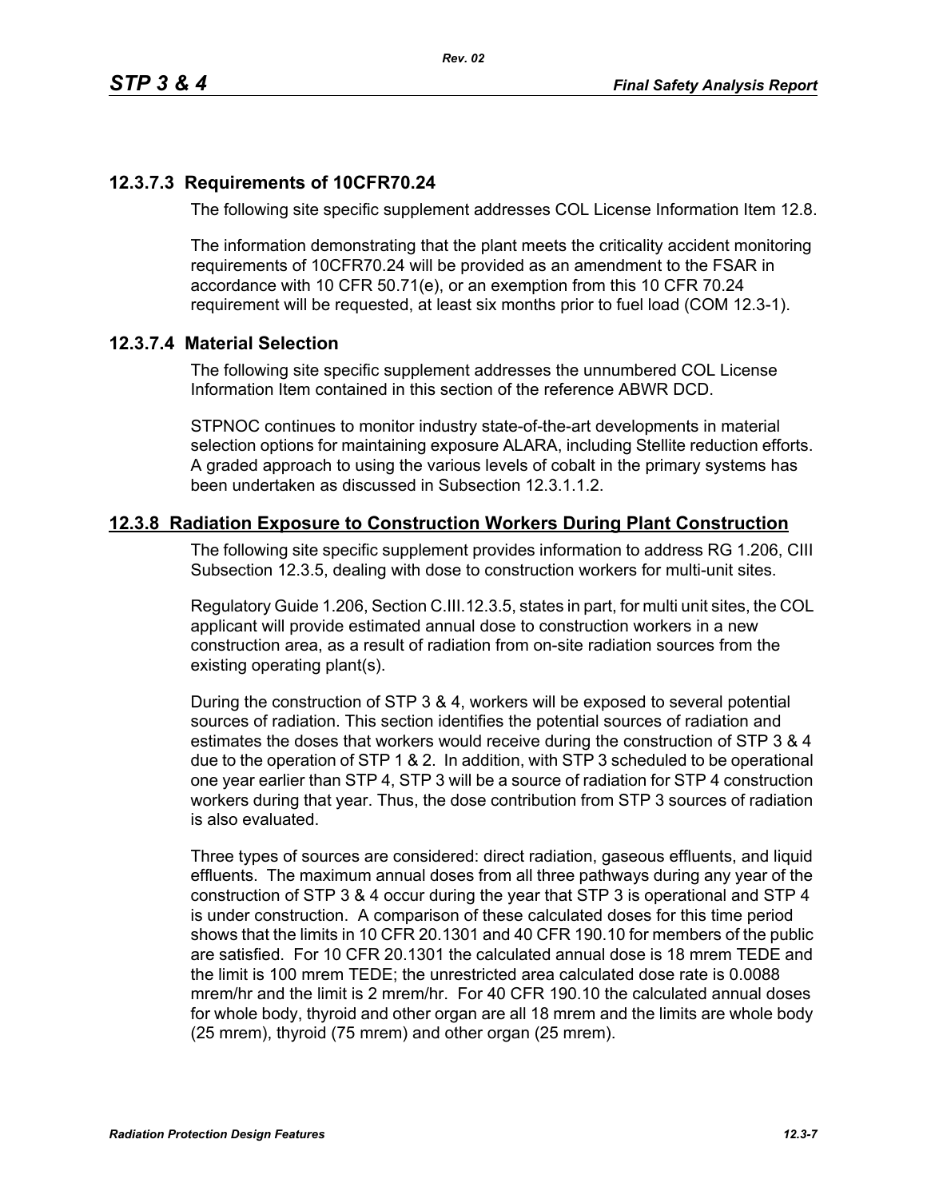### 12.3.7.3 Requirements of 10CFR70.24

The following site specific supplement addresses COL License Information Item 12.8.

The information demonstrating that the plant meets the criticality accident monitoring requirements of 10CFR70.24 will be provided as an amendment to the FSAR in accordance with 10 CFR 50.71(e), or an exemption from this 10 CFR 70.24 requirement will be requested, at least six months prior to fuel load (COM 12.3-1).

### 12.3.7.4 Material Selection

The following site specific supplement addresses the unnumbered COL License Information Item contained in this section of the reference ABWR DCD.

STPNOC continues to monitor industry state-of-the-art developments in material selection options for maintaining exposure ALARA, including Stellite reduction efforts. A graded approach to using the various levels of cobalt in the primary systems has been undertaken as discussed in Subsection 12.3.1.1.2.

## 12.3.8 Radiation Exposure to Construction Workers During Plant Construction

The following site specific supplement provides information to address RG 1.206, CIII Subsection 12.3.5, dealing with dose to construction workers for multi-unit sites.

Regulatory Guide 1.206, Section C.III.12.3.5, states in part, for multi unit sites, the COL applicant will provide estimated annual dose to construction workers in a new construction area, as a result of radiation from on-site radiation sources from the existing operating plant(s).

During the construction of STP 3 & 4, workers will be exposed to several potential sources of radiation. This section identifies the potential sources of radiation and estimates the doses that workers would receive during the construction of STP 3 & 4 due to the operation of STP 1 & 2. In addition, with STP 3 scheduled to be operational one year earlier than STP 4, STP 3 will be a source of radiation for STP 4 construction workers during that year. Thus, the dose contribution from STP 3 sources of radiation is also evaluated.

Three types of sources are considered: direct radiation, gaseous effluents, and liquid effluents. The maximum annual doses from all three pathways during any year of the construction of STP 3 & 4 occur during the year that STP 3 is operational and STP 4 is under construction. A comparison of these calculated doses for this time period shows that the limits in 10 CFR 20.1301 and 40 CFR 190.10 for members of the public are satisfied. For 10 CFR 20.1301 the calculated annual dose is 18 mrem TEDE and the limit is 100 mrem TEDE; the unrestricted area calculated dose rate is 0.0088 mrem/hr and the limit is 2 mrem/hr. For 40 CFR 190.10 the calculated annual doses for whole body, thyroid and other organ are all 18 mrem and the limits are whole body (25 mrem), thyroid (75 mrem) and other organ (25 mrem).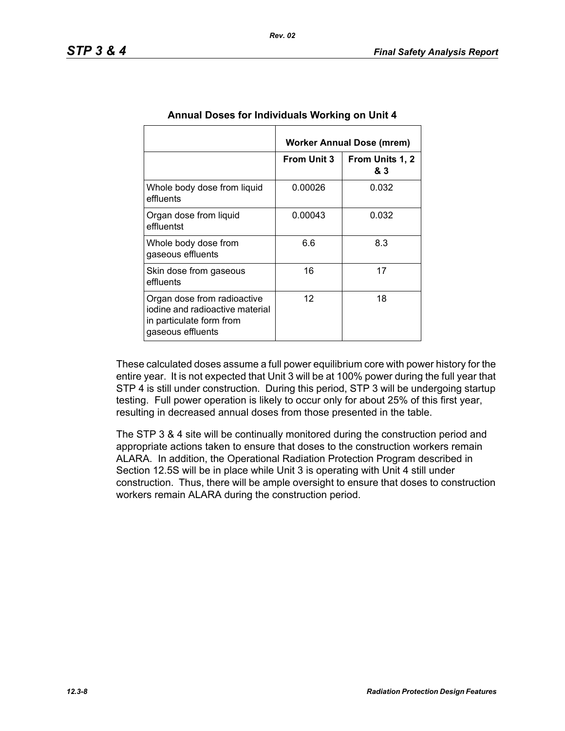**Annual Doses for Individuals Working on Unit 4**

| | Worker Annual Dose (mrem) | |
|---|---|---|
| | From Unit 3 | From Units 1, 2 & 3 |
| Whole body dose from liquid effluents | 0.00026 | 0.032 |
| Organ dose from liquid effluentst | 0.00043 | 0.032 |
| Whole body dose from gaseous effluents | 6.6 | 8.3 |
| Skin dose from gaseous effluents | 16 | 17 |
| Organ dose from radioactive iodine and radioactive material in particulate form from gaseous effluents | 12 | 18 |

These calculated doses assume a full power equilibrium core with power history for the entire year. It is not expected that Unit 3 will be at 100% power during the full year that STP 4 is still under construction. During this period, STP 3 will be undergoing startup testing. Full power operation is likely to occur only for about 25% of this first year, resulting in decreased annual doses from those presented in the table.

The STP 3 & 4 site will be continually monitored during the construction period and appropriate actions taken to ensure that doses to the construction workers remain ALARA. In addition, the Operational Radiation Protection Program described in Section 12.5S will be in place while Unit 3 is operating with Unit 4 still under construction. Thus, there will be ample oversight to ensure that doses to construction workers remain ALARA during the construction period.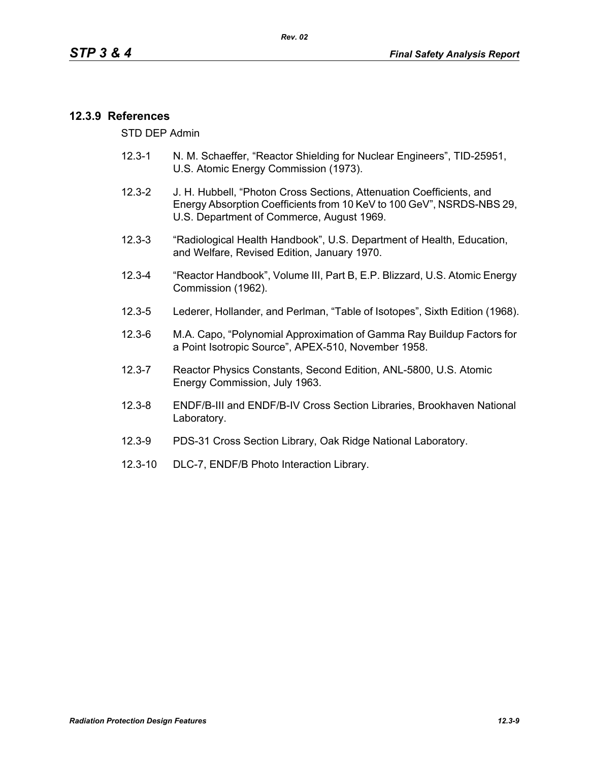### 12.3.9 References

STD DEP Admin

12.3-1 N. M. Schaeffer, “Reactor Shielding for Nuclear Engineers”, TID-25951, U.S. Atomic Energy Commission (1973).

12.3-2 J. H. Hubbell, “Photon Cross Sections, Attenuation Coefficients, and Energy Absorption Coefficients from 10 KeV to 100 GeV”, NSRDS-NBS 29, U.S. Department of Commerce, August 1969.

12.3-3 “Radiological Health Handbook”, U.S. Department of Health, Education, and Welfare, Revised Edition, January 1970.

12.3-4 “Reactor Handbook”, Volume III, Part B, E.P. Blizzard, U.S. Atomic Energy Commission (1962).

12.3-5 Lederer, Hollander, and Perlman, “Table of Isotopes”, Sixth Edition (1968).

12.3-6 M.A. Capo, “Polynomial Approximation of Gamma Ray Buildup Factors for a Point Isotropic Source”, APEX-510, November 1958.

12.3-7 Reactor Physics Constants, Second Edition, ANL-5800, U.S. Atomic Energy Commission, July 1963.

12.3-8 ENDF/B-III and ENDF/B-IV Cross Section Libraries, Brookhaven National Laboratory.

12.3-9 PDS-31 Cross Section Library, Oak Ridge National Laboratory.

12.3-10 DLC-7, ENDF/B Photo Interaction Library.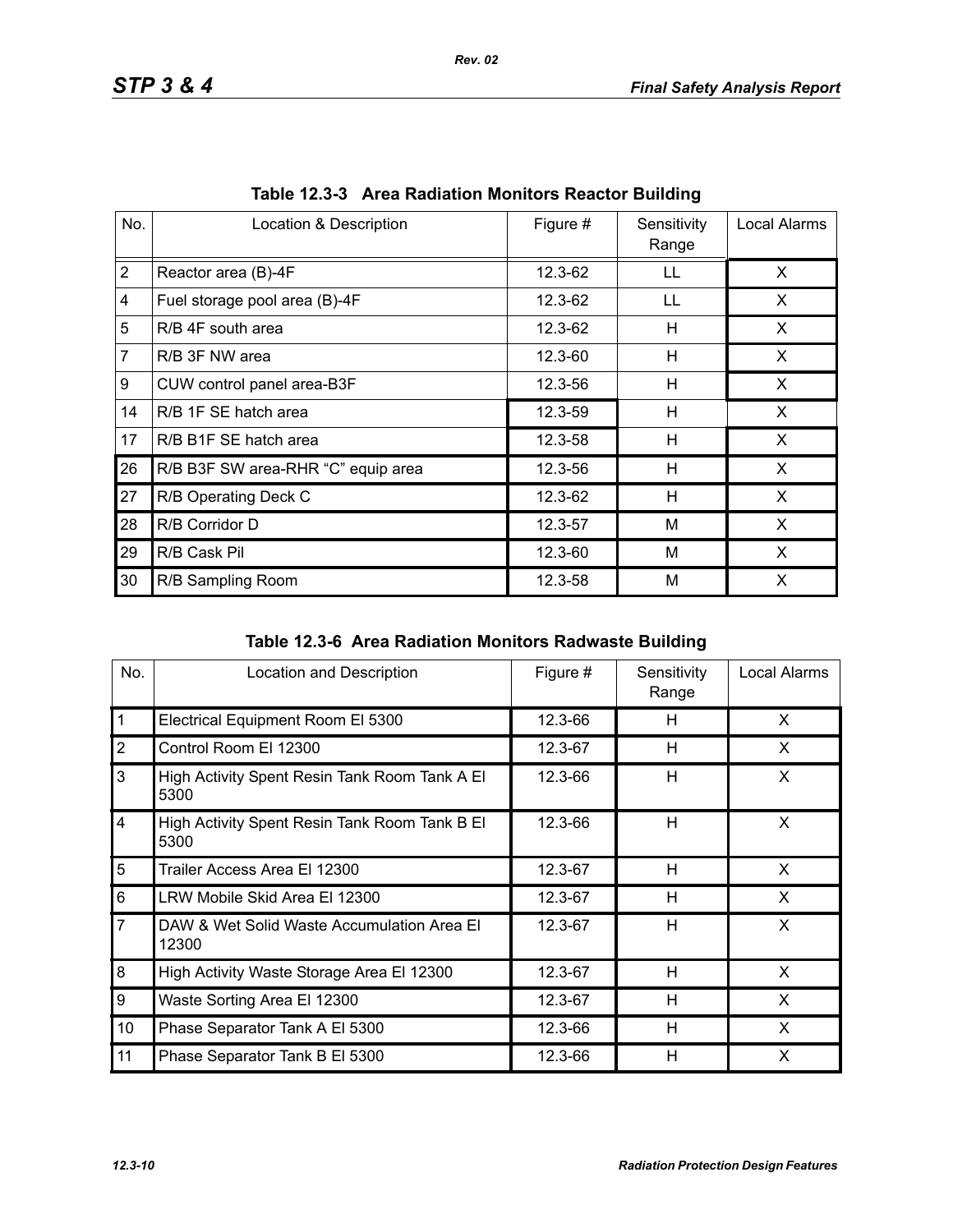**Table 12.3-3 Area Radiation Monitors Reactor Building**

| No. | Location & Description | Figure # | Sensitivity Range | Local Alarms |
|---|---|---|---|---|
| 2 | Reactor area (B)-4F | 12.3-62 | LL | X |
| 4 | Fuel storage pool area (B)-4F | 12.3-62 | LL | X |
| 5 | R/B 4F south area | 12.3-62 | H | X |
| 7 | R/B 3F NW area | 12.3-60 | H | X |
| 9 | CUW control panel area-B3F | 12.3-56 | H | X |
| 14 | R/B 1F SE hatch area | 12.3-59 | H | X |
| 17 | R/B B1F SE hatch area | 12.3-58 | H | X |
| 26 | R/B B3F SW area-RHR “C” equip area | 12.3-56 | H | X |
| 27 | R/B Operating Deck C | 12.3-62 | H | X |
| 28 | R/B Corridor D | 12.3-57 | M | X |
| 29 | R/B Cask Pil | 12.3-60 | M | X |
| 30 | R/B Sampling Room | 12.3-58 | M | X |

**Table 12.3-6 Area Radiation Monitors Radwaste Building**

| No. | Location and Description | Figure # | Sensitivity Range | Local Alarms |
|---|---|---|---|---|
| 1 | Electrical Equipment Room El 5300 | 12.3-66 | H | X |
| 2 | Control Room El 12300 | 12.3-67 | H | X |
| 3 | High Activity Spent Resin Tank Room Tank A El 5300 | 12.3-66 | H | X |
| 4 | High Activity Spent Resin Tank Room Tank B El 5300 | 12.3-66 | H | X |
| 5 | Trailer Access Area El 12300 | 12.3-67 | H | X |
| 6 | LRW Mobile Skid Area El 12300 | 12.3-67 | H | X |
| 7 | DAW & Wet Solid Waste Accumulation Area El 12300 | 12.3-67 | H | X |
| 8 | High Activity Waste Storage Area El 12300 | 12.3-67 | H | X |
| 9 | Waste Sorting Area El 12300 | 12.3-67 | H | X |
| 10 | Phase Separator Tank A El 5300 | 12.3-66 | H | X |
| 11 | Phase Separator Tank B El 5300 | 12.3-66 | H | X |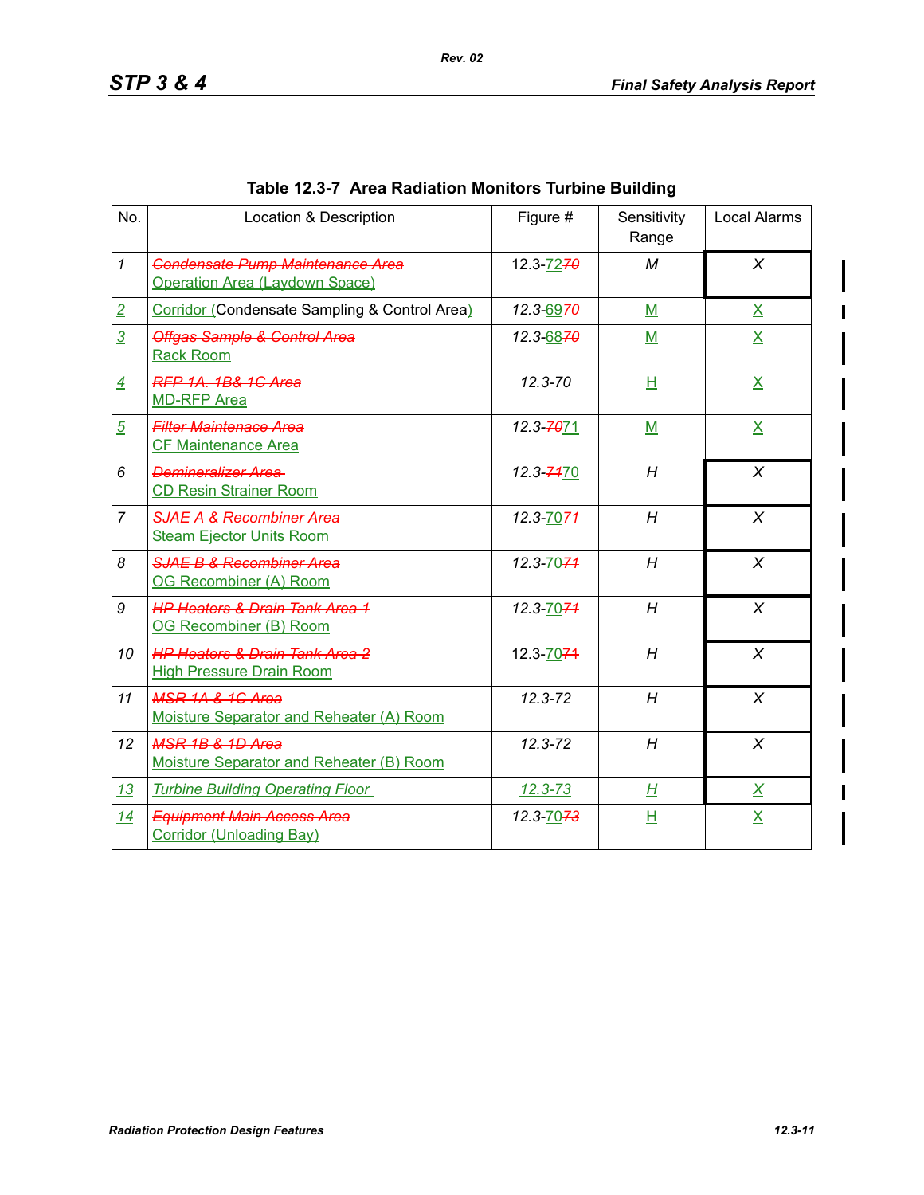## Table 12.3-7 Area Radiation Monitors Turbine Building

| No. | Location & Description | Figure # | Sensitivity Range | Local Alarms |
|---|---|---|---|---|
| 1 | ~~Condensate Pump Maintenance Area~~ Operation Area (Laydown Space) | 12.3-72~~70~~ | M | X |
| 2 | Corridor (Condensate Sampling & Control Area) | 12.3-69~~70~~ | M | X |
| 3 | ~~Offgas Sample & Control Area~~ Rack Room | 12.3-68~~70~~ | M | X |
| 4 | ~~RFP 1A. 1B& 1C Area~~ MD-RFP Area | 12.3-70 | H | X |
| 5 | ~~Filter Maintenace Area~~ CF Maintenance Area | 12.3-~~70~~71 | M | X |
| 6 | ~~Demineralizer Area~~ CD Resin Strainer Room | 12.3-~~71~~70 | H | X |
| 7 | ~~SJAE A & Recombiner Area~~ Steam Ejector Units Room | 12.3-70~~71~~ | H | X |
| 8 | ~~SJAE B & Recombiner Area~~ OG Recombiner (A) Room | 12.3-70~~71~~ | H | X |
| 9 | ~~HP Heaters & Drain Tank Area 1~~ OG Recombiner (B) Room | 12.3-70~~71~~ | H | X |
| 10 | ~~HP Heaters & Drain Tank Area 2~~ High Pressure Drain Room | 12.3-70~~71~~ | H | X |
| 11 | ~~MSR 1A & 1C Area~~ Moisture Separator and Reheater (A) Room | 12.3-72 | H | X |
| 12 | ~~MSR 1B & 1D Area~~ Moisture Separator and Reheater (B) Room | 12.3-72 | H | X |
| 13 | Turbine Building Operating Floor | 12.3-73 | H | X |
| 14 | ~~Equipment Main Access Area~~ Corridor (Unloading Bay) | 12.3-70~~73~~ | H | X |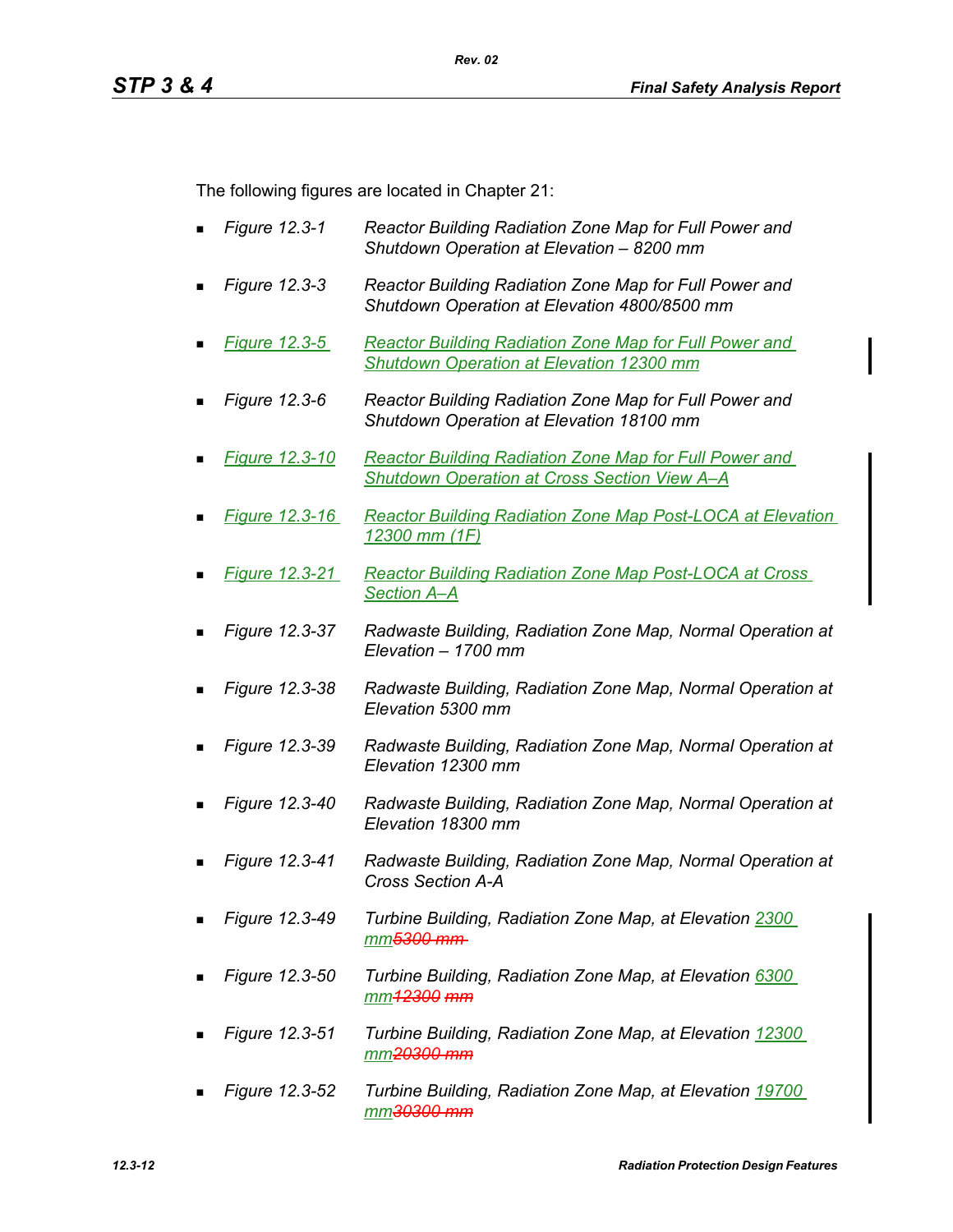The following figures are located in Chapter 21:

- *Figure 12.3-1* *Reactor Building Radiation Zone Map for Full Power and Shutdown Operation at Elevation – 8200 mm*
- *Figure 12.3-3* *Reactor Building Radiation Zone Map for Full Power and Shutdown Operation at Elevation 4800/8500 mm*
- *Figure 12.3-5* *Reactor Building Radiation Zone Map for Full Power and Shutdown Operation at Elevation 12300 mm*
- *Figure 12.3-6* *Reactor Building Radiation Zone Map for Full Power and Shutdown Operation at Elevation 18100 mm*
- *Figure 12.3-10* *Reactor Building Radiation Zone Map for Full Power and Shutdown Operation at Cross Section View A–A*
- *Figure 12.3-16* *Reactor Building Radiation Zone Map Post-LOCA at Elevation 12300 mm (1F)*
- *Figure 12.3-21* *Reactor Building Radiation Zone Map Post-LOCA at Cross Section A–A*
- *Figure 12.3-37* *Radwaste Building, Radiation Zone Map, Normal Operation at Elevation – 1700 mm*
- *Figure 12.3-38* *Radwaste Building, Radiation Zone Map, Normal Operation at Elevation 5300 mm*
- *Figure 12.3-39* *Radwaste Building, Radiation Zone Map, Normal Operation at Elevation 12300 mm*
- *Figure 12.3-40* *Radwaste Building, Radiation Zone Map, Normal Operation at Elevation 18300 mm*
- *Figure 12.3-41* *Radwaste Building, Radiation Zone Map, Normal Operation at Cross Section A-A*
- *Figure 12.3-49* *Turbine Building, Radiation Zone Map, at Elevation 2300 mm~~5300 mm~~*
- *Figure 12.3-50* *Turbine Building, Radiation Zone Map, at Elevation 6300 mm~~12300 mm~~*
- *Figure 12.3-51* *Turbine Building, Radiation Zone Map, at Elevation 12300 mm~~20300 mm~~*
- *Figure 12.3-52* *Turbine Building, Radiation Zone Map, at Elevation 19700 mm~~30300 mm~~*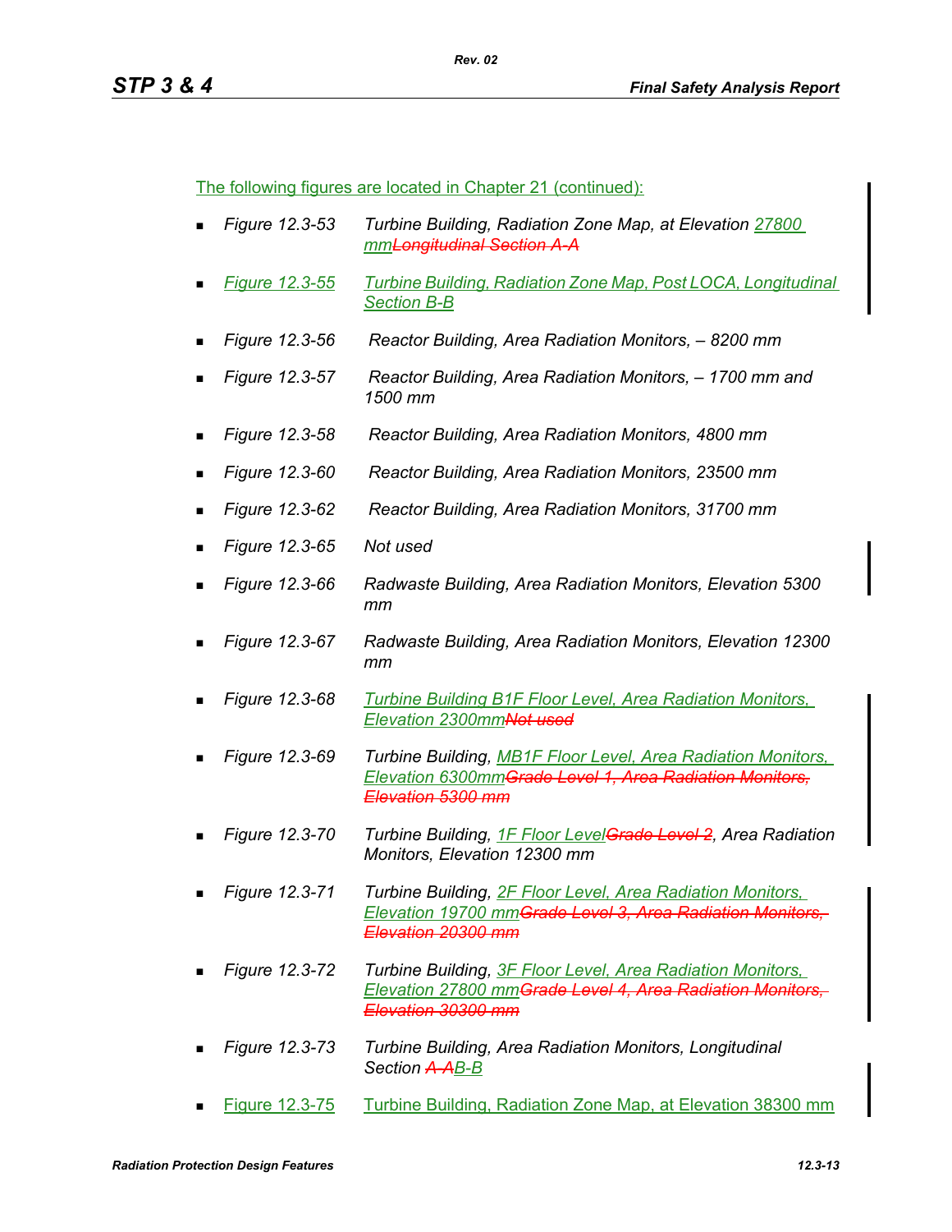The following figures are located in Chapter 21 (continued):

- *Figure 12.3-53* *Turbine Building, Radiation Zone Map, at Elevation 27800 mm~~Longitudinal Section A-A~~*
- *Figure 12.3-55* *Turbine Building, Radiation Zone Map, Post LOCA, Longitudinal Section B-B*
- *Figure 12.3-56* *Reactor Building, Area Radiation Monitors, – 8200 mm*
- *Figure 12.3-57* *Reactor Building, Area Radiation Monitors, – 1700 mm and 1500 mm*
- *Figure 12.3-58* *Reactor Building, Area Radiation Monitors, 4800 mm*
- *Figure 12.3-60* *Reactor Building, Area Radiation Monitors, 23500 mm*
- *Figure 12.3-62* *Reactor Building, Area Radiation Monitors, 31700 mm*
- *Figure 12.3-65* *Not used*
- *Figure 12.3-66* *Radwaste Building, Area Radiation Monitors, Elevation 5300 mm*
- *Figure 12.3-67* *Radwaste Building, Area Radiation Monitors, Elevation 12300 mm*
- *Figure 12.3-68* *Turbine Building B1F Floor Level, Area Radiation Monitors, Elevation 2300mm~~Not used~~*
- *Figure 12.3-69* *Turbine Building, MB1F Floor Level, Area Radiation Monitors, Elevation 6300mm~~Grade Level 1, Area Radiation Monitors, Elevation 5300 mm~~*
- *Figure 12.3-70* *Turbine Building, 1F Floor Level~~Grade Level 2~~, Area Radiation Monitors, Elevation 12300 mm*
- *Figure 12.3-71* *Turbine Building, 2F Floor Level, Area Radiation Monitors, Elevation 19700 mm~~Grade Level 3, Area Radiation Monitors, Elevation 20300 mm~~*
- *Figure 12.3-72* *Turbine Building, 3F Floor Level, Area Radiation Monitors, Elevation 27800 mm~~Grade Level 4, Area Radiation Monitors, Elevation 30300 mm~~*
- *Figure 12.3-73* *Turbine Building, Area Radiation Monitors, Longitudinal Section ~~A-A~~B-B*
- Figure 12.3-75 Turbine Building, Radiation Zone Map, at Elevation 38300 mm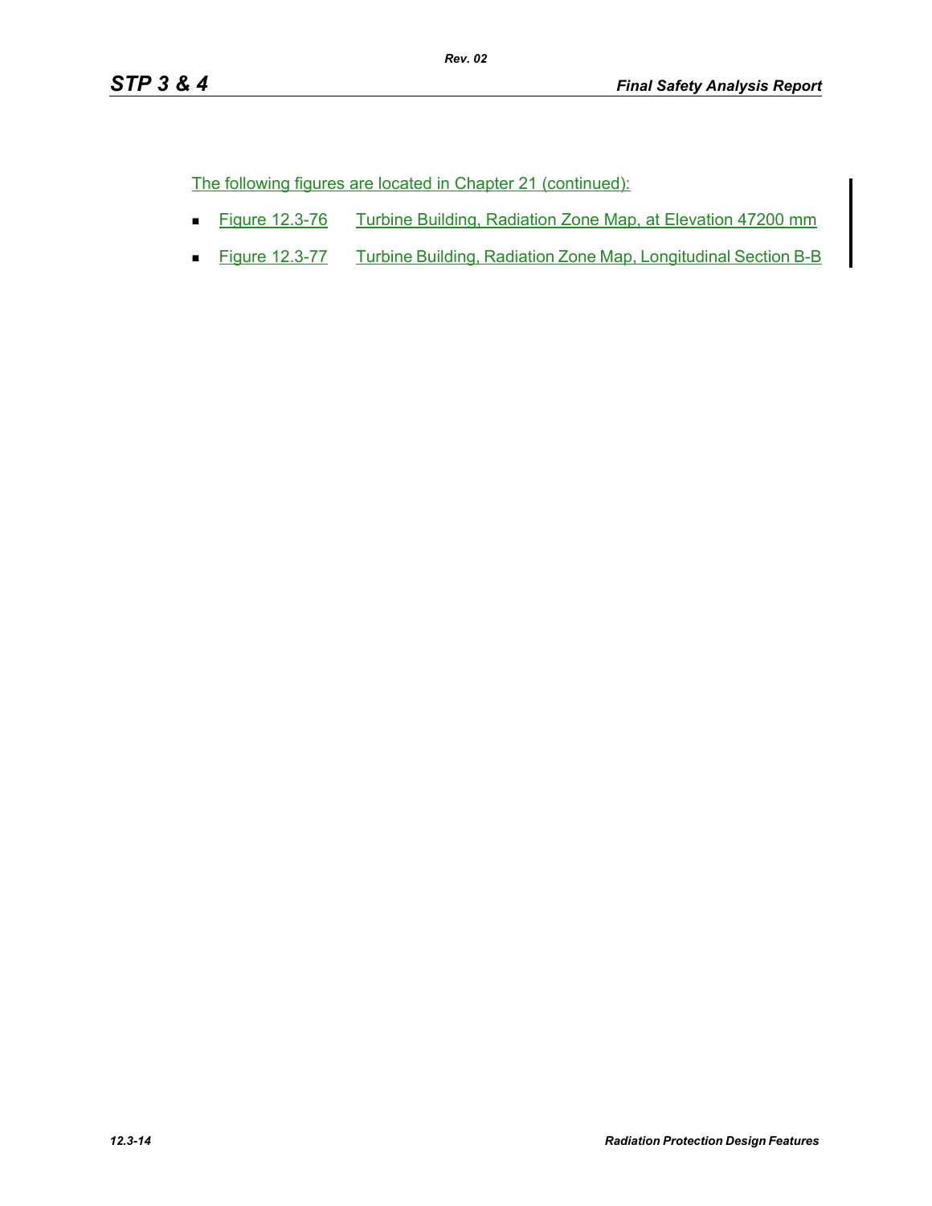The following figures are located in Chapter 21 (continued):

- Figure 12.3-76 Turbine Building, Radiation Zone Map, at Elevation 47200 mm
- Figure 12.3-77 Turbine Building, Radiation Zone Map, Longitudinal Section B-B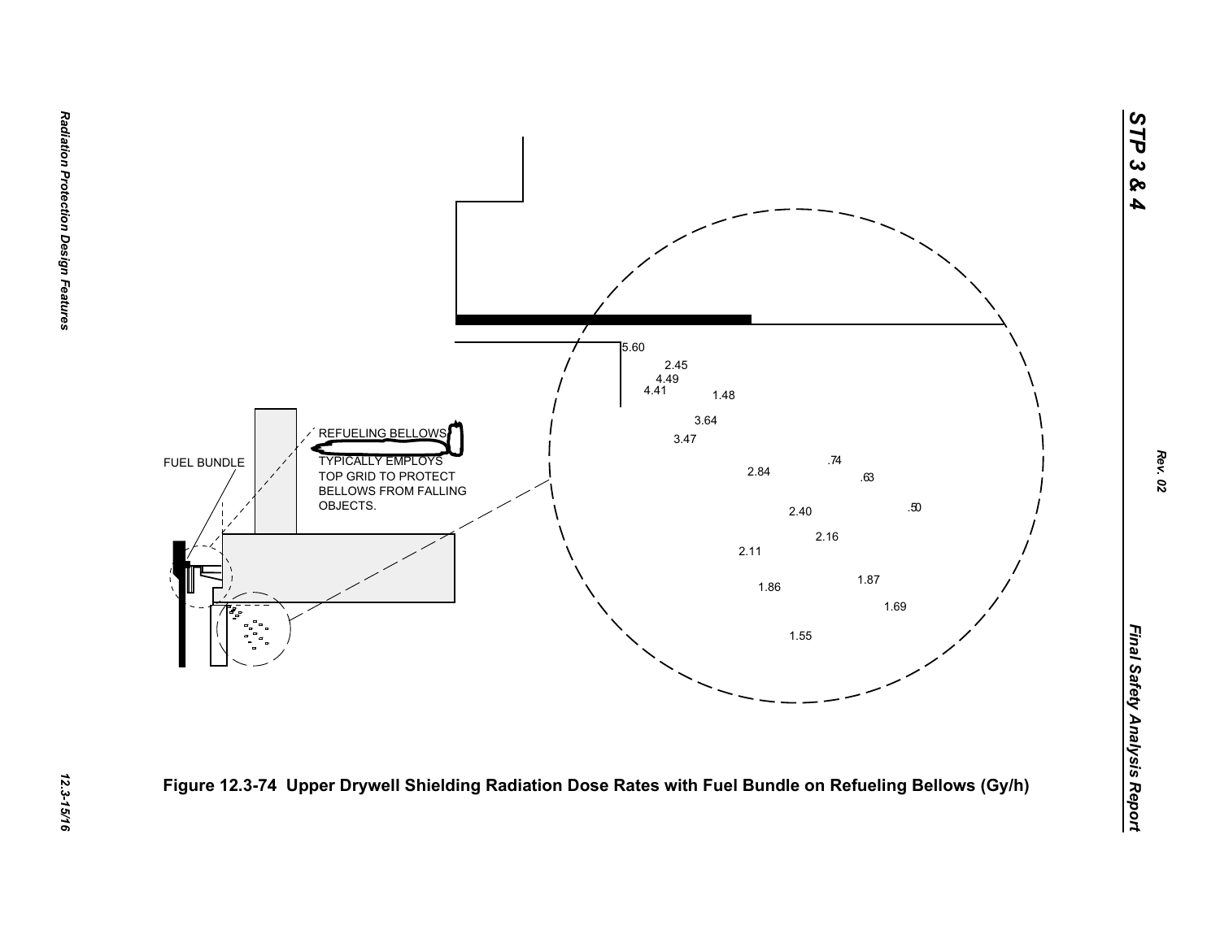FUEL BUNDLE

REFUELING BELLOWS

TYPICALLY EMPLOYS TOP GRID TO PROTECT BELLOWS FROM FALLING OBJECTS.

5.60

2.45

4.49

4.41

1.48

3.64

3.47

.74

2.84

.63

.50

2.40

2.16

2.11

1.87

1.86

1.69

1.55

Figure 12.3-74 Upper Drywell Shielding Radiation Dose Rates with Fuel Bundle on Refueling Bellows (Gy/h)